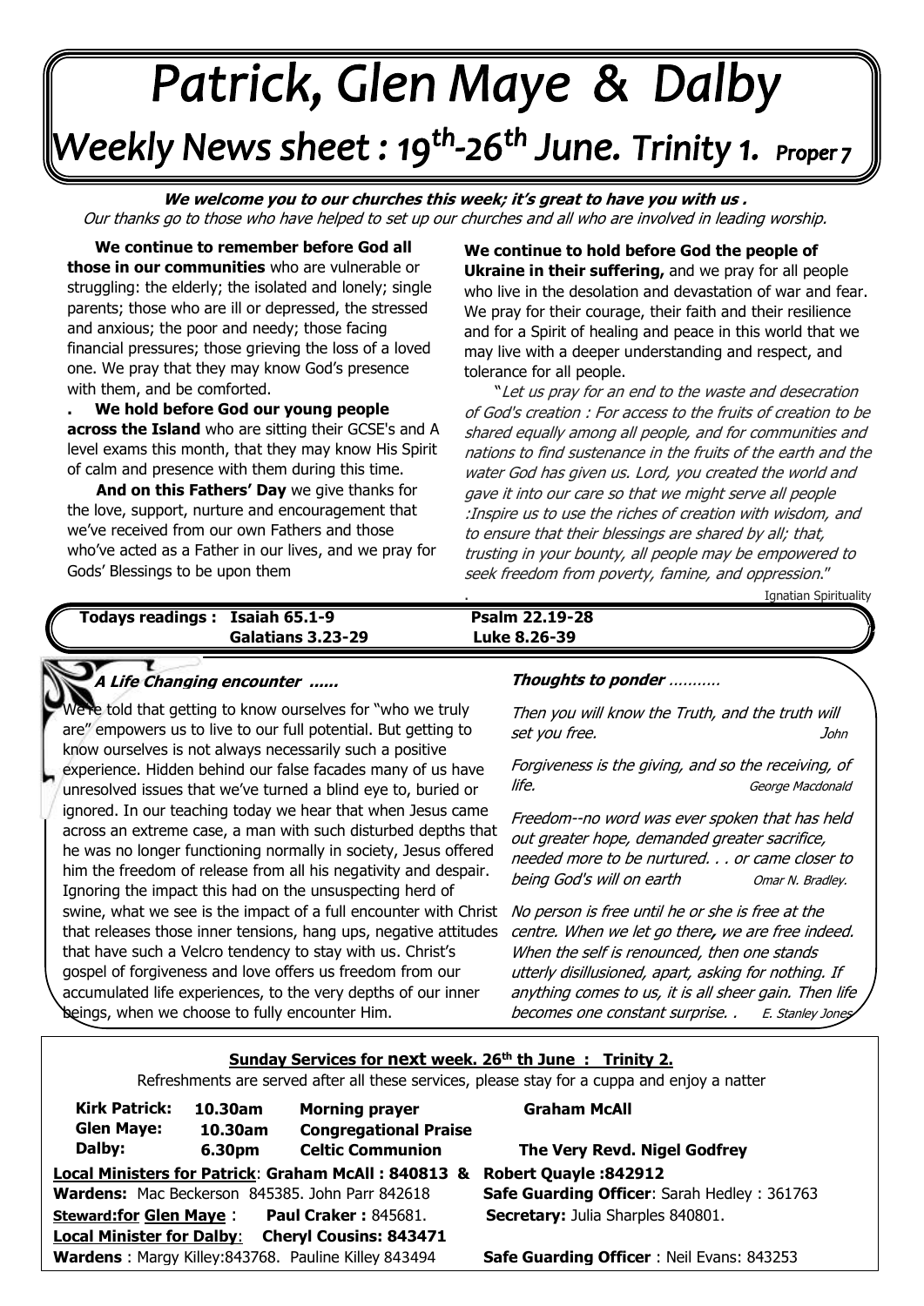# Patrick, Glen Maye & Dalby

## Weekly News sheet : 19th-26th June. Trinity 1. Proper 7

***We welcome you to our churches this week; it's great to have you with us .***
*Our thanks go to those who have helped to set up our churches and all who are involved in leading worship.*

**We continue to remember before God all those in our communities** who are vulnerable or struggling: the elderly; the isolated and lonely; single parents; those who are ill or depressed, the stressed and anxious; the poor and needy; those facing financial pressures; those grieving the loss of a loved one. We pray that they may know God's presence with them, and be comforted.

. **We hold before God our young people across the Island** who are sitting their GCSE's and A level exams this month, that they may know His Spirit of calm and presence with them during this time.

**And on this Fathers' Day** we give thanks for the love, support, nurture and encouragement that we've received from our own Fathers and those who've acted as a Father in our lives, and we pray for Gods' Blessings to be upon them

**We continue to hold before God the people of Ukraine in their suffering,** and we pray for all people who live in the desolation and devastation of war and fear. We pray for their courage, their faith and their resilience and for a Spirit of healing and peace in this world that we may live with a deeper understanding and respect, and tolerance for all people.

"*Let us pray for an end to the waste and desecration of God's creation : For access to the fruits of creation to be shared equally among all people, and for communities and nations to find sustenance in the fruits of the earth and the water God has given us. Lord, you created the world and gave it into our care so that we might serve all people :Inspire us to use the riches of creation with wisdom, and to ensure that their blessings are shared by all; that, trusting in your bounty, all people may be empowered to seek freedom from poverty, famine, and oppression*."

. Ignatian Spirituality

| **Todays readings :** | **Isaiah 65.1-9** | **Psalm 22.19-28** |
|---|---|---|
| | **Galatians 3.23-29** | **Luke 8.26-39** |

### *A Life Changing encounter ......*

We're told that getting to know ourselves for "who we truly are" empowers us to live to our full potential. But getting to know ourselves is not always necessarily such a positive experience. Hidden behind our false facades many of us have unresolved issues that we've turned a blind eye to, buried or ignored. In our teaching today we hear that when Jesus came across an extreme case, a man with such disturbed depths that he was no longer functioning normally in society, Jesus offered him the freedom of release from all his negativity and despair. Ignoring the impact this had on the unsuspecting herd of swine, what we see is the impact of a full encounter with Christ that releases those inner tensions, hang ups, negative attitudes that have such a Velcro tendency to stay with us. Christ's gospel of forgiveness and love offers us freedom from our accumulated life experiences, to the very depths of our inner beings, when we choose to fully encounter Him.

### *Thoughts to ponder ..........*

*Then you will know the Truth, and the truth will set you free.* — John

*Forgiveness is the giving, and so the receiving, of life.* — George Macdonald

*Freedom--no word was ever spoken that has held out greater hope, demanded greater sacrifice, needed more to be nurtured. . . or came closer to being God's will on earth* — Omar N. Bradley.

*No person is free until he or she is free at the centre. When we let go there, we are free indeed. When the self is renounced, then one stands utterly disillusioned, apart, asking for nothing. If anything comes to us, it is all sheer gain. Then life becomes one constant surprise. .* — E. Stanley Jones

### Sunday Services for next week. 26th th June : Trinity 2.

Refreshments are served after all these services, please stay for a cuppa and enjoy a natter

| | | | |
|---|---|---|---|
| **Kirk Patrick:** | **10.30am** | **Morning prayer** | **Graham McAll** |
| **Glen Maye:** | **10.30am** | **Congregational Praise** | |
| **Dalby:** | **6.30pm** | **Celtic Communion** | **The Very Revd. Nigel Godfrey** |

**Local Ministers for Patrick**: **Graham McAll : 840813 & Robert Quayle :842912**

**Wardens:** Mac Beckerson 845385. John Parr 842618 — **Safe Guarding Officer**: Sarah Hedley : 361763

**Steward:for Glen Maye** : **Paul Craker :** 845681. — **Secretary:** Julia Sharples 840801.

**Local Minister for Dalby**: **Cheryl Cousins: 843471**

**Wardens** : Margy Killey:843768. Pauline Killey 843494 — **Safe Guarding Officer** : Neil Evans: 843253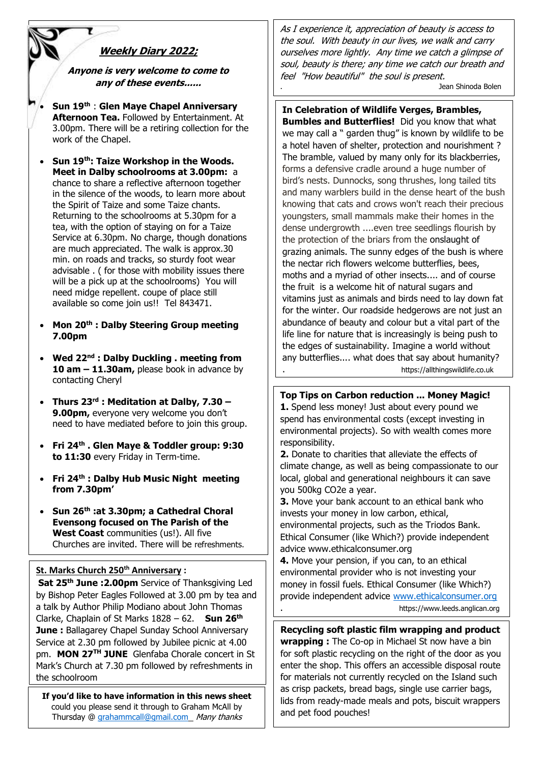## *Weekly Diary 2022;*

***Anyone is very welcome to come to any of these events......***

- **Sun 19th** : **Glen Maye Chapel Anniversary Afternoon Tea.** Followed by Entertainment. At 3.00pm. There will be a retiring collection for the work of the Chapel.
- **Sun 19th: Taize Workshop in the Woods. Meet in Dalby schoolrooms at 3.00pm:** a chance to share a reflective afternoon together in the silence of the woods, to learn more about the Spirit of Taize and some Taize chants. Returning to the schoolrooms at 5.30pm for a tea, with the option of staying on for a Taize Service at 6.30pm. No charge, though donations are much appreciated. The walk is approx.30 min. on roads and tracks, so sturdy foot wear advisable . ( for those with mobility issues there will be a pick up at the schoolrooms) You will need midge repellent. coupe of place still available so come join us!! Tel 843471.
- **Mon 20th : Dalby Steering Group meeting 7.00pm**
- **Wed 22nd : Dalby Duckling . meeting from 10 am – 11.30am,** please book in advance by contacting Cheryl
- **Thurs 23rd : Meditation at Dalby, 7.30 – 9.00pm,** everyone very welcome you don't need to have mediated before to join this group.
- **Fri 24th . Glen Maye & Toddler group: 9:30 to 11:30** every Friday in Term-time.
- **Fri 24th : Dalby Hub Music Night meeting from 7.30pm'**
- **Sun 26th :at 3.30pm; a Cathedral Choral Evensong focused on The Parish of the West Coast** communities (us!). All five Churches are invited. There will be refreshments.

**St. Marks Church 250th Anniversary :**

**Sat 25th June :2.00pm** Service of Thanksgiving Led by Bishop Peter Eagles Followed at 3.00 pm by tea and a talk by Author Philip Modiano about John Thomas Clarke, Chaplain of St Marks 1828 – 62. **Sun 26th June :** Ballagarey Chapel Sunday School Anniversary Service at 2.30 pm followed by Jubilee picnic at 4.00 pm. **MON 27TH JUNE** Glenfaba Chorale concert in St Mark's Church at 7.30 pm followed by refreshments in the schoolroom

**If you'd like to have information in this news sheet** could you please send it through to Graham McAll by Thursday @ grahammcall@gmail.com *Many thanks*

*As I experience it, appreciation of beauty is access to the soul. With beauty in our lives, we walk and carry ourselves more lightly. Any time we catch a glimpse of soul, beauty is there; any time we catch our breath and feel "How beautiful" the soul is present.*

Jean Shinoda Bolen

**In Celebration of Wildlife Verges, Brambles, Bumbles and Butterflies!** Did you know that what we may call a " garden thug" is known by wildlife to be a hotel haven of shelter, protection and nourishment ? The bramble, valued by many only for its blackberries, forms a defensive cradle around a huge number of bird's nests. Dunnocks, song thrushes, long tailed tits and many warblers build in the dense heart of the bush knowing that cats and crows won't reach their precious youngsters, small mammals make their homes in the dense undergrowth ....even tree seedlings flourish by the protection of the briars from the onslaught of grazing animals. The sunny edges of the bush is where the nectar rich flowers welcome butterflies, bees, moths and a myriad of other insects.... and of course the fruit is a welcome hit of natural sugars and vitamins just as animals and birds need to lay down fat for the winter. Our roadside hedgerows are not just an abundance of beauty and colour but a vital part of the life line for nature that is increasingly is being push to the edges of sustainability. Imagine a world without any butterflies.... what does that say about humanity?

https://allthingswildlife.co.uk

**Top Tips on Carbon reduction ... Money Magic!**

**1.** Spend less money! Just about every pound we spend has environmental costs (except investing in environmental projects). So with wealth comes more responsibility.

**2.** Donate to charities that alleviate the effects of climate change, as well as being compassionate to our local, global and generational neighbours it can save you 500kg CO2e a year.

**3.** Move your bank account to an ethical bank who invests your money in low carbon, ethical, environmental projects, such as the Triodos Bank. Ethical Consumer (like Which?) provide independent advice www.ethicalconsumer.org

**4.** Move your pension, if you can, to an ethical environmental provider who is not investing your money in fossil fuels. Ethical Consumer (like Which?) provide independent advice www.ethicalconsumer.org

https://www.leeds.anglican.org

**Recycling soft plastic film wrapping and product wrapping :** The Co-op in Michael St now have a bin for soft plastic recycling on the right of the door as you enter the shop. This offers an accessible disposal route for materials not currently recycled on the Island such as crisp packets, bread bags, single use carrier bags, lids from ready-made meals and pots, biscuit wrappers and pet food pouches!